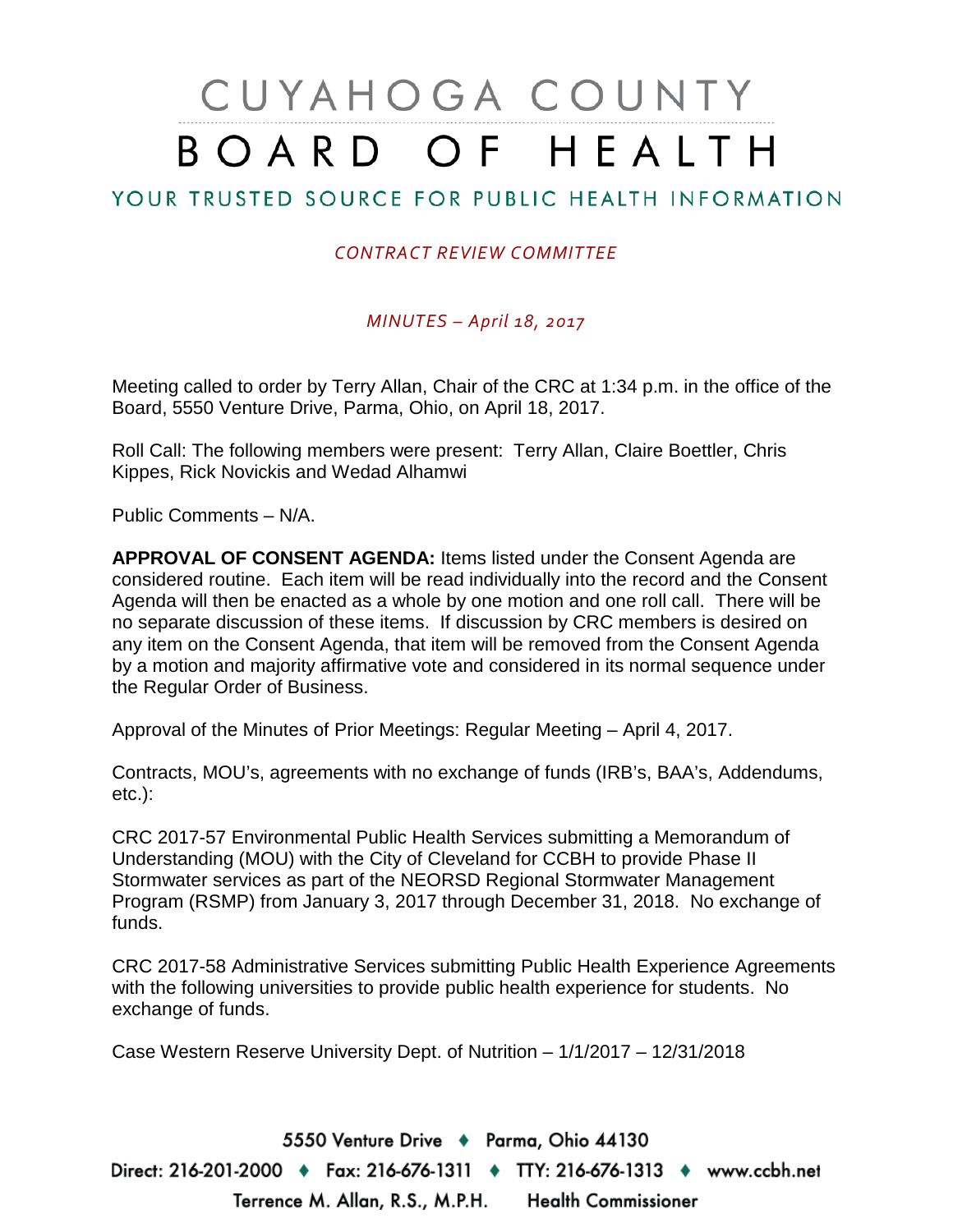# CUYAHOGA COUNTY BOARD OF HEALTH

## YOUR TRUSTED SOURCE FOR PUBLIC HEALTH INFORMATION

*CONTRACT REVIEW COMMITTEE*

*MINUTES – April 18, 2017*

Meeting called to order by Terry Allan, Chair of the CRC at 1:34 p.m. in the office of the Board, 5550 Venture Drive, Parma, Ohio, on April 18, 2017.

Roll Call: The following members were present: Terry Allan, Claire Boettler, Chris Kippes, Rick Novickis and Wedad Alhamwi

Public Comments – N/A.

**APPROVAL OF CONSENT AGENDA:** Items listed under the Consent Agenda are considered routine. Each item will be read individually into the record and the Consent Agenda will then be enacted as a whole by one motion and one roll call. There will be no separate discussion of these items. If discussion by CRC members is desired on any item on the Consent Agenda, that item will be removed from the Consent Agenda by a motion and majority affirmative vote and considered in its normal sequence under the Regular Order of Business.

Approval of the Minutes of Prior Meetings: Regular Meeting – April 4, 2017.

Contracts, MOU's, agreements with no exchange of funds (IRB's, BAA's, Addendums, etc.):

CRC 2017-57 Environmental Public Health Services submitting a Memorandum of Understanding (MOU) with the City of Cleveland for CCBH to provide Phase II Stormwater services as part of the NEORSD Regional Stormwater Management Program (RSMP) from January 3, 2017 through December 31, 2018. No exchange of funds.

CRC 2017-58 Administrative Services submitting Public Health Experience Agreements with the following universities to provide public health experience for students. No exchange of funds.

Case Western Reserve University Dept. of Nutrition – 1/1/2017 – 12/31/2018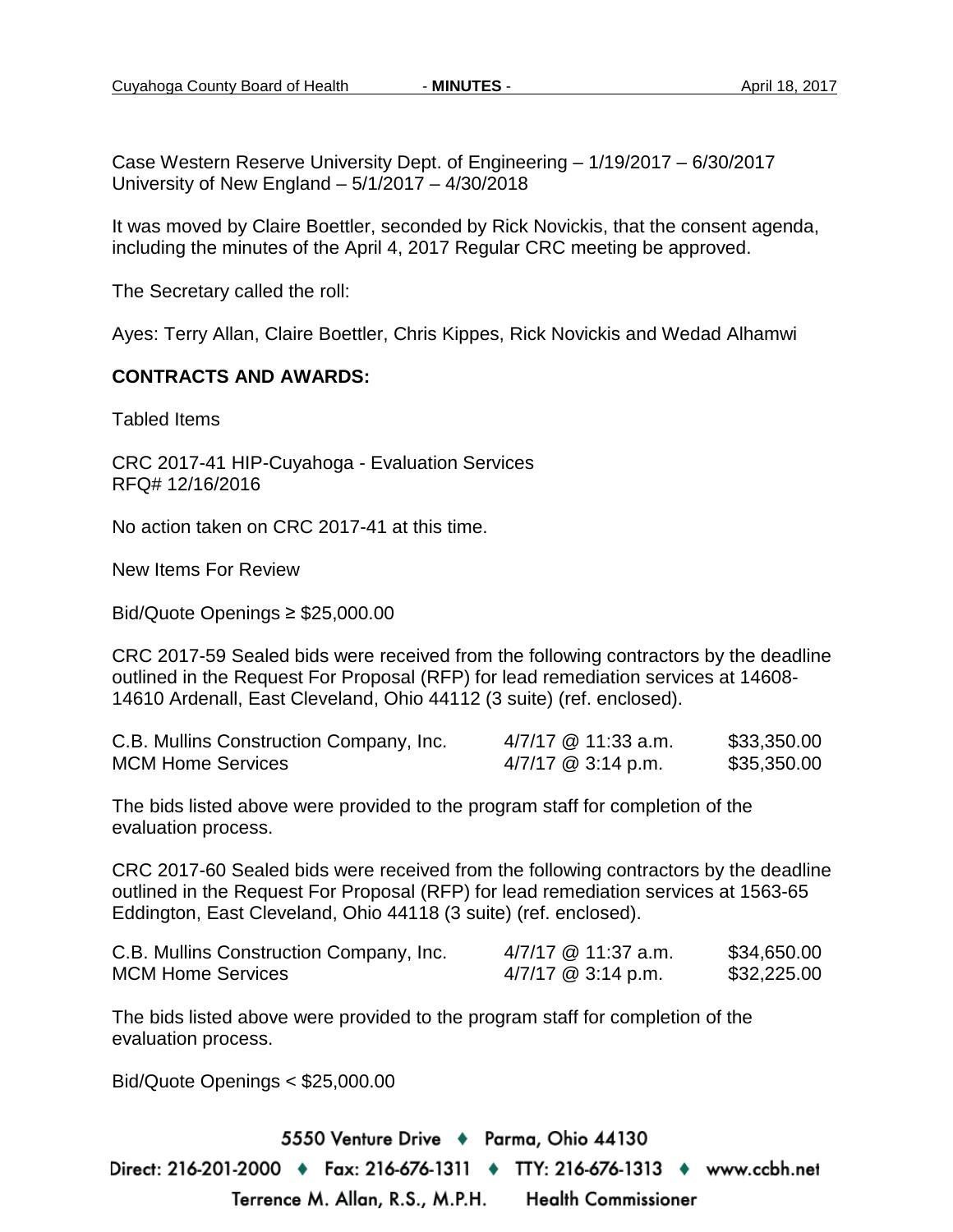Case Western Reserve University Dept. of Engineering – 1/19/2017 – 6/30/2017
University of New England – 5/1/2017 – 4/30/2018

It was moved by Claire Boettler, seconded by Rick Novickis, that the consent agenda, including the minutes of the April 4, 2017 Regular CRC meeting be approved.

The Secretary called the roll:

Ayes: Terry Allan, Claire Boettler, Chris Kippes, Rick Novickis and Wedad Alhamwi

**CONTRACTS AND AWARDS:**

Tabled Items

CRC 2017-41 HIP-Cuyahoga - Evaluation Services
RFQ# 12/16/2016

No action taken on CRC 2017-41 at this time.

New Items For Review

Bid/Quote Openings ≥ $25,000.00

CRC 2017-59 Sealed bids were received from the following contractors by the deadline outlined in the Request For Proposal (RFP) for lead remediation services at 14608-14610 Ardenall, East Cleveland, Ohio 44112 (3 suite) (ref. enclosed).

| | | |
|---|---|---|
| C.B. Mullins Construction Company, Inc. | 4/7/17 @ 11:33 a.m. | $33,350.00 |
| MCM Home Services | 4/7/17 @ 3:14 p.m. | $35,350.00 |

The bids listed above were provided to the program staff for completion of the evaluation process.

CRC 2017-60 Sealed bids were received from the following contractors by the deadline outlined in the Request For Proposal (RFP) for lead remediation services at 1563-65 Eddington, East Cleveland, Ohio 44118 (3 suite) (ref. enclosed).

| | | |
|---|---|---|
| C.B. Mullins Construction Company, Inc. | 4/7/17 @ 11:37 a.m. | $34,650.00 |
| MCM Home Services | 4/7/17 @ 3:14 p.m. | $32,225.00 |

The bids listed above were provided to the program staff for completion of the evaluation process.

Bid/Quote Openings < $25,000.00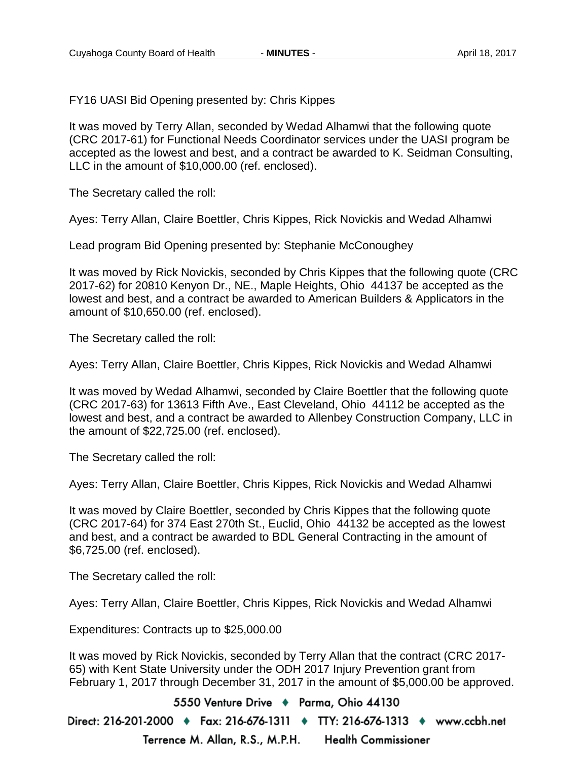FY16 UASI Bid Opening presented by: Chris Kippes

It was moved by Terry Allan, seconded by Wedad Alhamwi that the following quote (CRC 2017-61) for Functional Needs Coordinator services under the UASI program be accepted as the lowest and best, and a contract be awarded to K. Seidman Consulting, LLC in the amount of $10,000.00 (ref. enclosed).

The Secretary called the roll:

Ayes: Terry Allan, Claire Boettler, Chris Kippes, Rick Novickis and Wedad Alhamwi

Lead program Bid Opening presented by: Stephanie McConoughey

It was moved by Rick Novickis, seconded by Chris Kippes that the following quote (CRC 2017-62) for 20810 Kenyon Dr., NE., Maple Heights, Ohio 44137 be accepted as the lowest and best, and a contract be awarded to American Builders & Applicators in the amount of $10,650.00 (ref. enclosed).

The Secretary called the roll:

Ayes: Terry Allan, Claire Boettler, Chris Kippes, Rick Novickis and Wedad Alhamwi

It was moved by Wedad Alhamwi, seconded by Claire Boettler that the following quote (CRC 2017-63) for 13613 Fifth Ave., East Cleveland, Ohio 44112 be accepted as the lowest and best, and a contract be awarded to Allenbey Construction Company, LLC in the amount of $22,725.00 (ref. enclosed).

The Secretary called the roll:

Ayes: Terry Allan, Claire Boettler, Chris Kippes, Rick Novickis and Wedad Alhamwi

It was moved by Claire Boettler, seconded by Chris Kippes that the following quote (CRC 2017-64) for 374 East 270th St., Euclid, Ohio 44132 be accepted as the lowest and best, and a contract be awarded to BDL General Contracting in the amount of $6,725.00 (ref. enclosed).

The Secretary called the roll:

Ayes: Terry Allan, Claire Boettler, Chris Kippes, Rick Novickis and Wedad Alhamwi

Expenditures: Contracts up to $25,000.00

It was moved by Rick Novickis, seconded by Terry Allan that the contract (CRC 2017-65) with Kent State University under the ODH 2017 Injury Prevention grant from February 1, 2017 through December 31, 2017 in the amount of $5,000.00 be approved.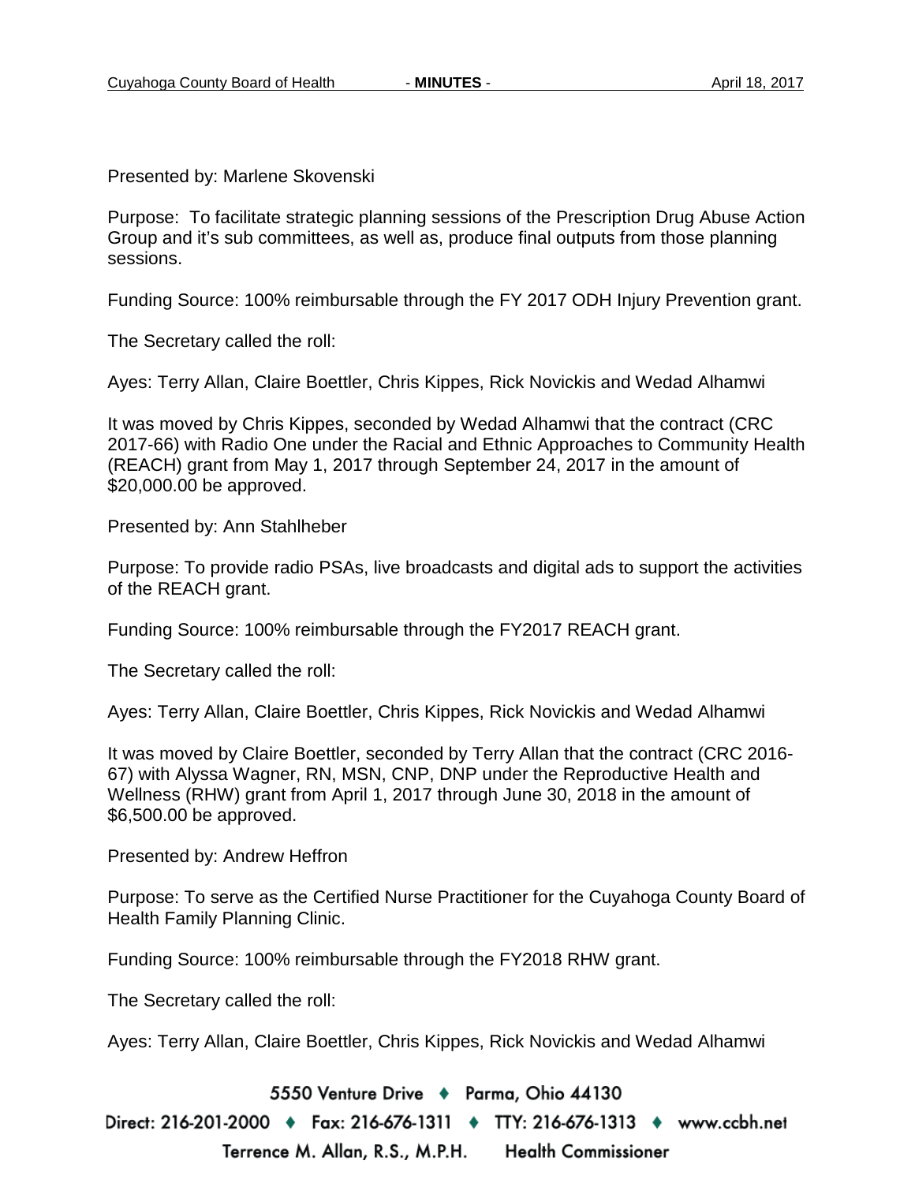Presented by: Marlene Skovenski

Purpose: To facilitate strategic planning sessions of the Prescription Drug Abuse Action Group and it's sub committees, as well as, produce final outputs from those planning sessions.

Funding Source: 100% reimbursable through the FY 2017 ODH Injury Prevention grant.

The Secretary called the roll:

Ayes: Terry Allan, Claire Boettler, Chris Kippes, Rick Novickis and Wedad Alhamwi

It was moved by Chris Kippes, seconded by Wedad Alhamwi that the contract (CRC 2017-66) with Radio One under the Racial and Ethnic Approaches to Community Health (REACH) grant from May 1, 2017 through September 24, 2017 in the amount of $20,000.00 be approved.

Presented by: Ann Stahlheber

Purpose: To provide radio PSAs, live broadcasts and digital ads to support the activities of the REACH grant.

Funding Source: 100% reimbursable through the FY2017 REACH grant.

The Secretary called the roll:

Ayes: Terry Allan, Claire Boettler, Chris Kippes, Rick Novickis and Wedad Alhamwi

It was moved by Claire Boettler, seconded by Terry Allan that the contract (CRC 2016-67) with Alyssa Wagner, RN, MSN, CNP, DNP under the Reproductive Health and Wellness (RHW) grant from April 1, 2017 through June 30, 2018 in the amount of $6,500.00 be approved.

Presented by: Andrew Heffron

Purpose: To serve as the Certified Nurse Practitioner for the Cuyahoga County Board of Health Family Planning Clinic.

Funding Source: 100% reimbursable through the FY2018 RHW grant.

The Secretary called the roll:

Ayes: Terry Allan, Claire Boettler, Chris Kippes, Rick Novickis and Wedad Alhamwi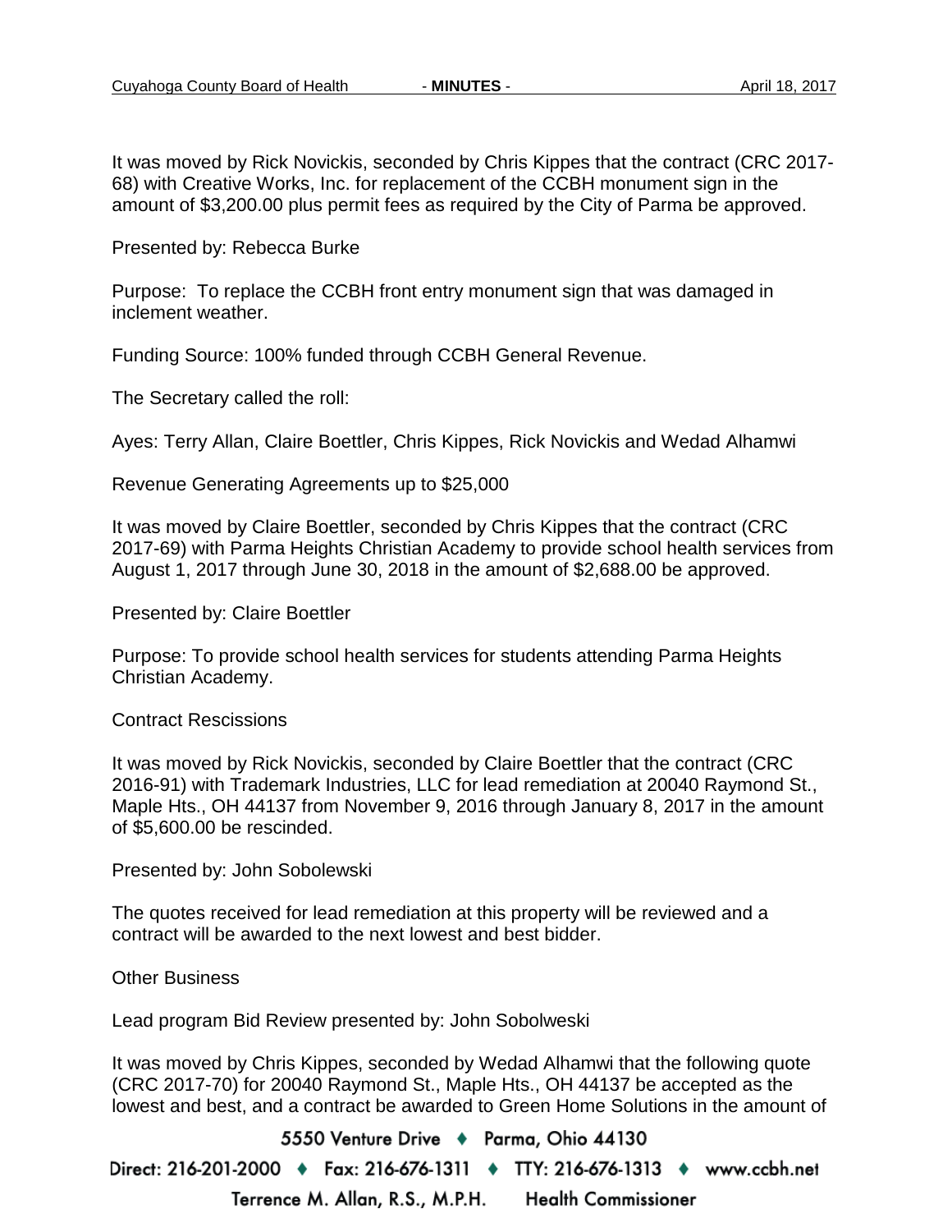It was moved by Rick Novickis, seconded by Chris Kippes that the contract (CRC 2017-68) with Creative Works, Inc. for replacement of the CCBH monument sign in the amount of $3,200.00 plus permit fees as required by the City of Parma be approved.

Presented by: Rebecca Burke

Purpose: To replace the CCBH front entry monument sign that was damaged in inclement weather.

Funding Source: 100% funded through CCBH General Revenue.

The Secretary called the roll:

Ayes: Terry Allan, Claire Boettler, Chris Kippes, Rick Novickis and Wedad Alhamwi

Revenue Generating Agreements up to $25,000

It was moved by Claire Boettler, seconded by Chris Kippes that the contract (CRC 2017-69) with Parma Heights Christian Academy to provide school health services from August 1, 2017 through June 30, 2018 in the amount of $2,688.00 be approved.

Presented by: Claire Boettler

Purpose: To provide school health services for students attending Parma Heights Christian Academy.

Contract Rescissions

It was moved by Rick Novickis, seconded by Claire Boettler that the contract (CRC 2016-91) with Trademark Industries, LLC for lead remediation at 20040 Raymond St., Maple Hts., OH 44137 from November 9, 2016 through January 8, 2017 in the amount of $5,600.00 be rescinded.

Presented by: John Sobolewski

The quotes received for lead remediation at this property will be reviewed and a contract will be awarded to the next lowest and best bidder.

Other Business

Lead program Bid Review presented by: John Sobolweski

It was moved by Chris Kippes, seconded by Wedad Alhamwi that the following quote (CRC 2017-70) for 20040 Raymond St., Maple Hts., OH 44137 be accepted as the lowest and best, and a contract be awarded to Green Home Solutions in the amount of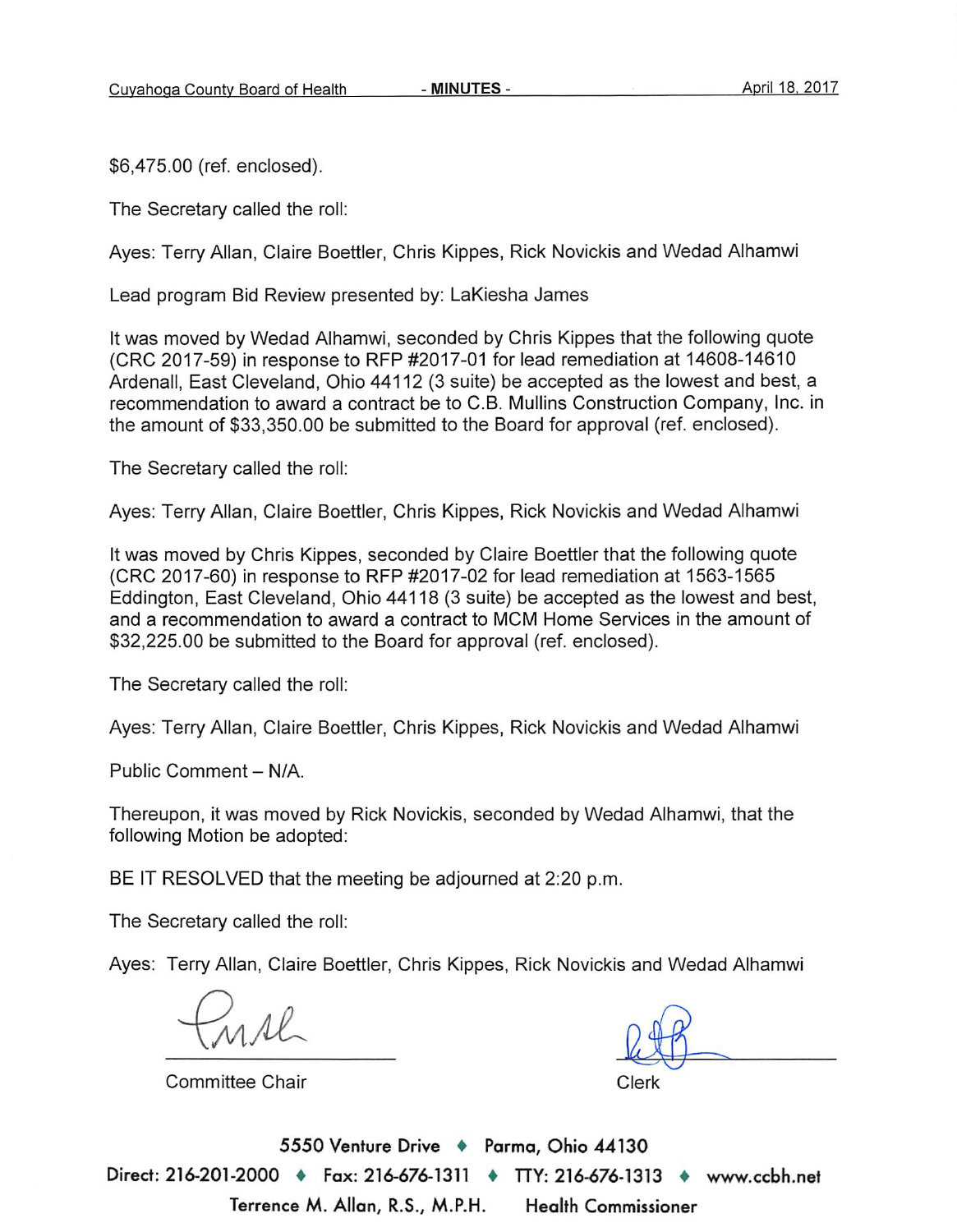$6,475.00 (ref. enclosed).

The Secretary called the roll:

Ayes: Terry Allan, Claire Boettler, Chris Kippes, Rick Novickis and Wedad Alhamwi

Lead program Bid Review presented by: LaKiesha James

It was moved by Wedad Alhamwi, seconded by Chris Kippes that the following quote (CRC 2017-59) in response to RFP #2017-01 for lead remediation at 14608-14610 Ardenall, East Cleveland, Ohio 44112 (3 suite) be accepted as the lowest and best, a recommendation to award a contract be to C.B. Mullins Construction Company, Inc. in the amount of $33,350.00 be submitted to the Board for approval (ref. enclosed).

The Secretary called the roll:

Ayes: Terry Allan, Claire Boettler, Chris Kippes, Rick Novickis and Wedad Alhamwi

It was moved by Chris Kippes, seconded by Claire Boettler that the following quote (CRC 2017-60) in response to RFP #2017-02 for lead remediation at 1563-1565 Eddington, East Cleveland, Ohio 44118 (3 suite) be accepted as the lowest and best, and a recommendation to award a contract to MCM Home Services in the amount of $32,225.00 be submitted to the Board for approval (ref. enclosed).

The Secretary called the roll:

Ayes: Terry Allan, Claire Boettler, Chris Kippes, Rick Novickis and Wedad Alhamwi

Public Comment – N/A.

Thereupon, it was moved by Rick Novickis, seconded by Wedad Alhamwi, that the following Motion be adopted:

BE IT RESOLVED that the meeting be adjourned at 2:20 p.m.

The Secretary called the roll:

Ayes: Terry Allan, Claire Boettler, Chris Kippes, Rick Novickis and Wedad Alhamwi

Committee Chair

Clerk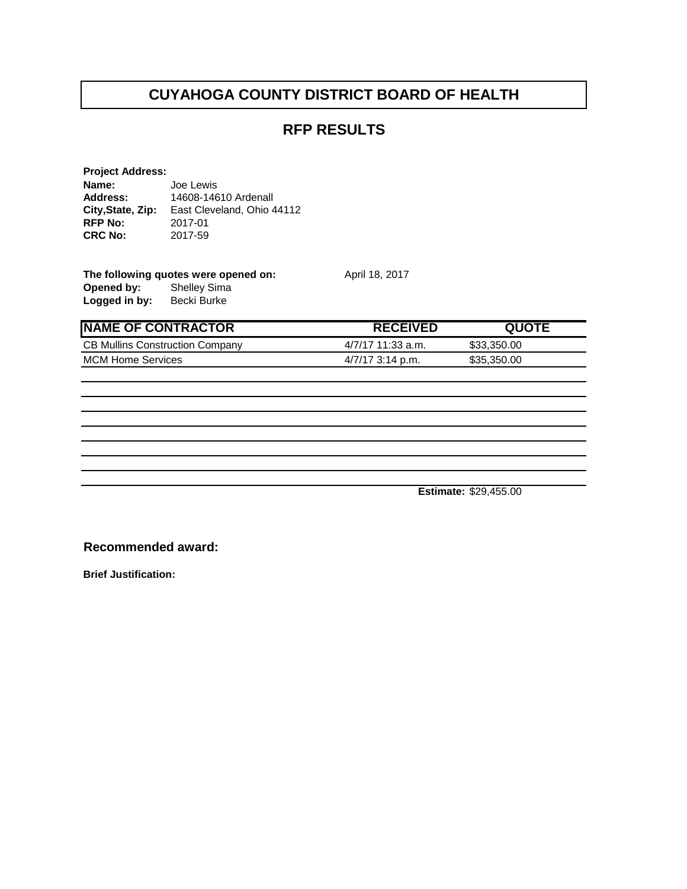# CUYAHOGA COUNTY DISTRICT BOARD OF HEALTH

## RFP RESULTS

**Project Address:**

**Name:** Joe Lewis
**Address:** 14608-14610 Ardenall
**City,State, Zip:** East Cleveland, Ohio 44112
**RFP No:** 2017-01
**CRC No:** 2017-59

**The following quotes were opened on:** April 18, 2017
**Opened by:** Shelley Sima
**Logged in by:** Becki Burke

| NAME OF CONTRACTOR | RECEIVED | QUOTE |
|---|---|---|
| CB Mullins Construction Company | 4/7/17 11:33 a.m. | $33,350.00 |
| MCM Home Services | 4/7/17 3:14 p.m. | $35,350.00 |
| | | |
| | | |
| | | |
| | | |
| | | |
| | | |
| | | |
| | **Estimate:** | $29,455.00 |

**Recommended award:**

**Brief Justification:**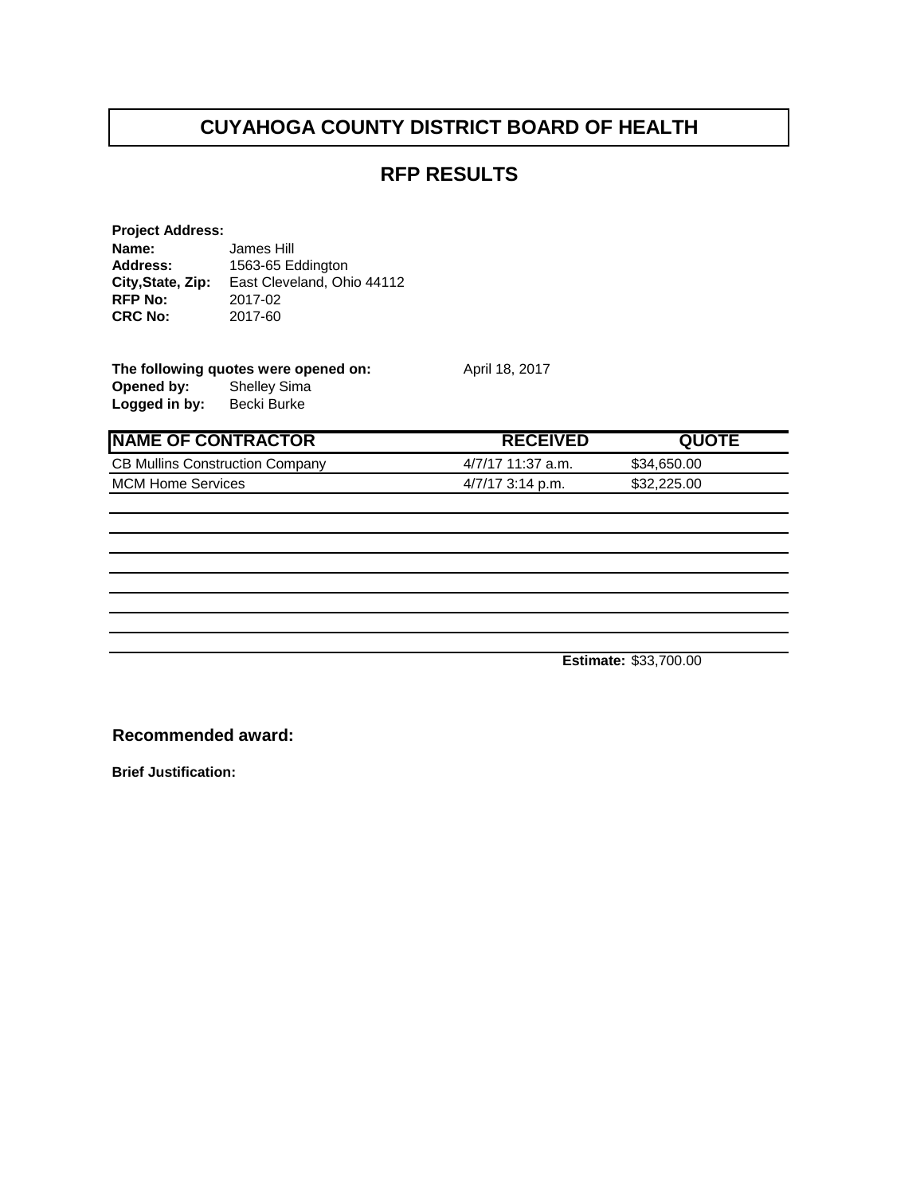# CUYAHOGA COUNTY DISTRICT BOARD OF HEALTH

## RFP RESULTS

**Project Address:**

**Name:** James Hill
**Address:** 1563-65 Eddington
**City,State, Zip:** East Cleveland, Ohio 44112
**RFP No:** 2017-02
**CRC No:** 2017-60

**The following quotes were opened on:** April 18, 2017
**Opened by:** Shelley Sima
**Logged in by:** Becki Burke

| NAME OF CONTRACTOR | RECEIVED | QUOTE |
|---|---|---|
| CB Mullins Construction Company | 4/7/17 11:37 a.m. | $34,650.00 |
| MCM Home Services | 4/7/17 3:14 p.m. | $32,225.00 |
| | | |
| | | |
| | | |
| | | |
| | | |
| | | |
| | | |
| | **Estimate:** | $33,700.00 |

**Recommended award:**

**Brief Justification:**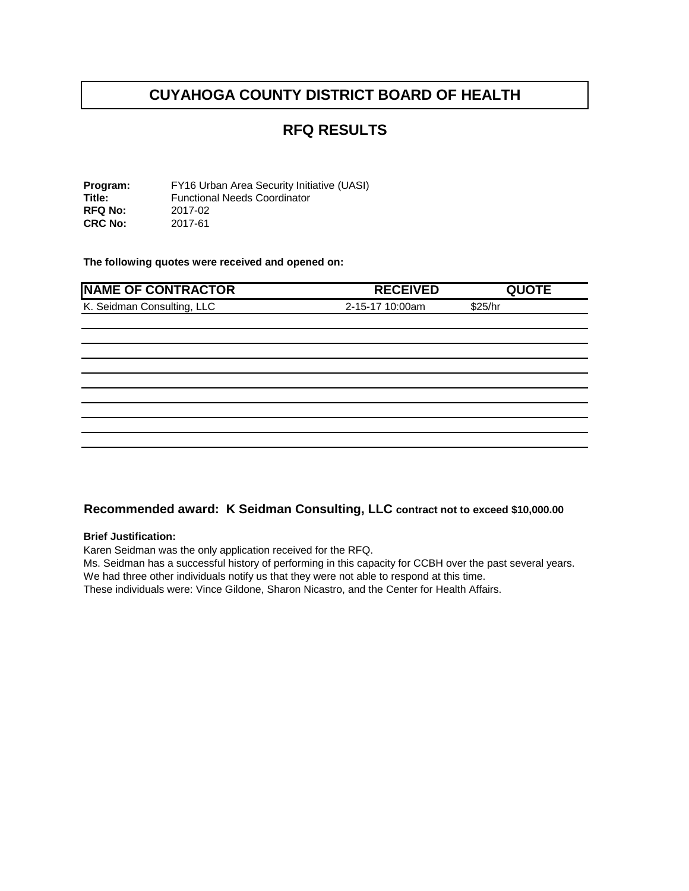# CUYAHOGA COUNTY DISTRICT BOARD OF HEALTH

## RFQ RESULTS

**Program:** FY16 Urban Area Security Initiative (UASI)
**Title:** Functional Needs Coordinator
**RFQ No:** 2017-02
**CRC No:** 2017-61

**The following quotes were received and opened on:**

| NAME OF CONTRACTOR | RECEIVED | QUOTE |
|---|---|---|
| K. Seidman Consulting, LLC | 2-15-17 10:00am | $25/hr |

### Recommended award: K Seidman Consulting, LLC contract not to exceed $10,000.00

**Brief Justification:**

Karen Seidman was the only application received for the RFQ.
Ms. Seidman has a successful history of performing in this capacity for CCBH over the past several years.
We had three other individuals notify us that they were not able to respond at this time.
These individuals were: Vince Gildone, Sharon Nicastro, and the Center for Health Affairs.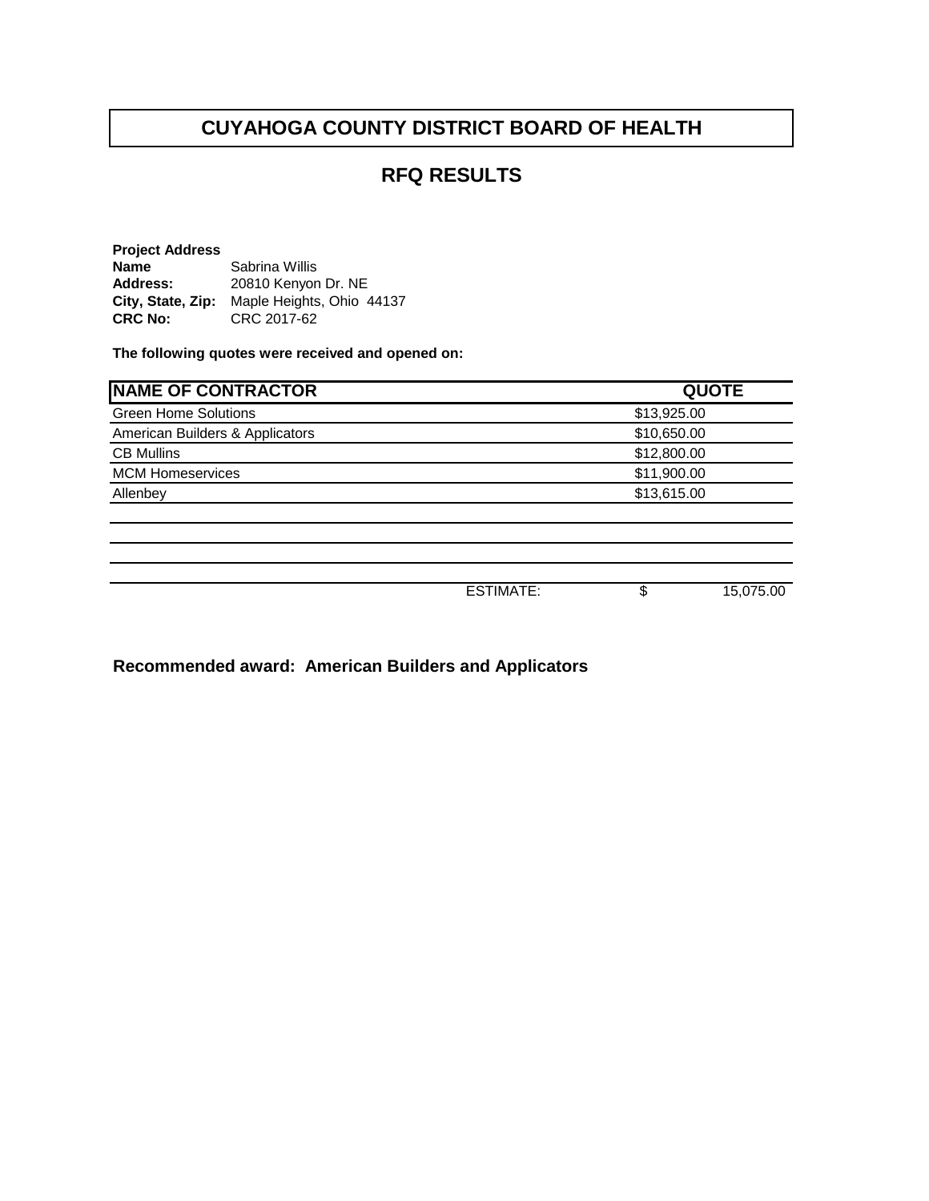# CUYAHOGA COUNTY DISTRICT BOARD OF HEALTH

## RFQ RESULTS

**Project Address**
**Name** Sabrina Willis
**Address:** 20810 Kenyon Dr. NE
**City, State, Zip:** Maple Heights, Ohio 44137
**CRC No:** CRC 2017-62

**The following quotes were received and opened on:**

| NAME OF CONTRACTOR | | QUOTE |
|---|---|---|
| Green Home Solutions | | $13,925.00 |
| American Builders & Applicators | | $10,650.00 |
| CB Mullins | | $12,800.00 |
| MCM Homeservices | | $11,900.00 |
| Allenbey | | $13,615.00 |
| | | |
| | | |
| | | |
| | | |
| | ESTIMATE: | $ 15,075.00 |

**Recommended award: American Builders and Applicators**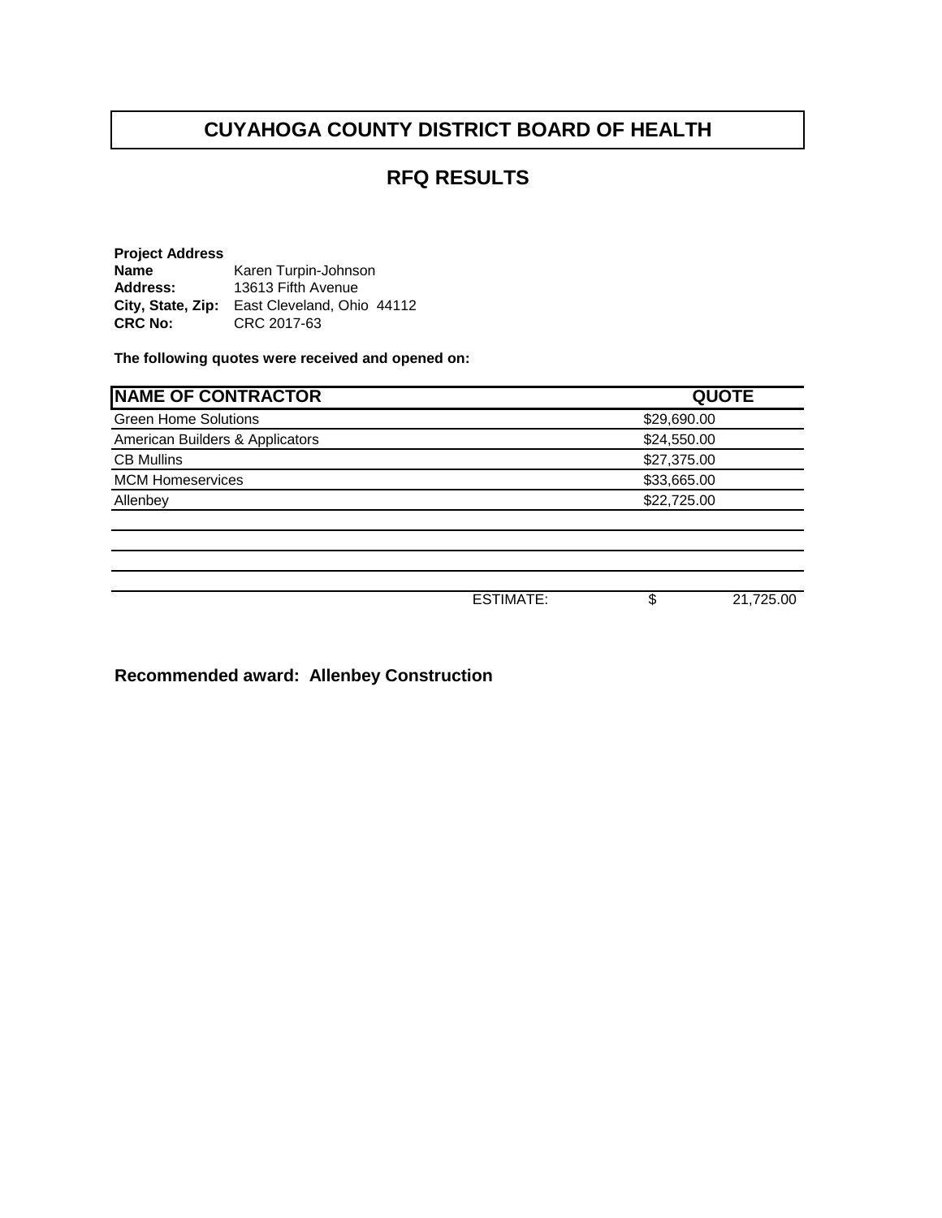# CUYAHOGA COUNTY DISTRICT BOARD OF HEALTH

## RFQ RESULTS

**Project Address**
**Name** Karen Turpin-Johnson
**Address:** 13613 Fifth Avenue
**City, State, Zip:** East Cleveland, Ohio 44112
**CRC No:** CRC 2017-63

**The following quotes were received and opened on:**

| NAME OF CONTRACTOR | | QUOTE |
|---|---|---|
| Green Home Solutions | | $29,690.00 |
| American Builders & Applicators | | $24,550.00 |
| CB Mullins | | $27,375.00 |
| MCM Homeservices | | $33,665.00 |
| Allenbey | | $22,725.00 |
| | | |
| | | |
| | | |
| | | |
| | ESTIMATE: | $ 21,725.00 |

**Recommended award: Allenbey Construction**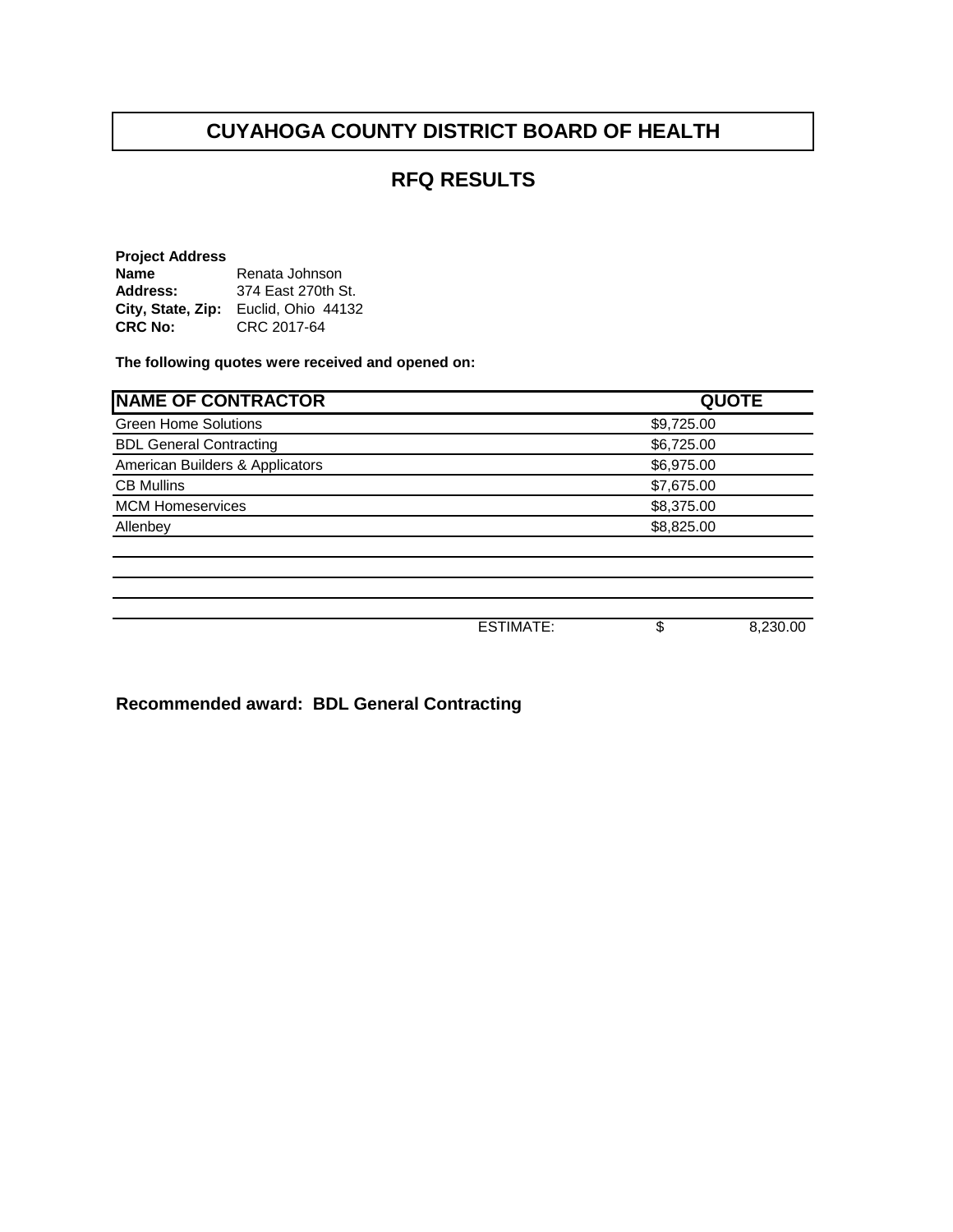# CUYAHOGA COUNTY DISTRICT BOARD OF HEALTH

## RFQ RESULTS

**Project Address**
**Name** Renata Johnson
**Address:** 374 East 270th St.
**City, State, Zip:** Euclid, Ohio 44132
**CRC No:** CRC 2017-64

**The following quotes were received and opened on:**

| NAME OF CONTRACTOR | | QUOTE |
|---|---|---|
| Green Home Solutions | | $9,725.00 |
| BDL General Contracting | | $6,725.00 |
| American Builders & Applicators | | $6,975.00 |
| CB Mullins | | $7,675.00 |
| MCM Homeservices | | $8,375.00 |
| Allenbey | | $8,825.00 |
| | | |
| | | |
| | | |
| | | |
| | ESTIMATE: | $ 8,230.00 |

**Recommended award: BDL General Contracting**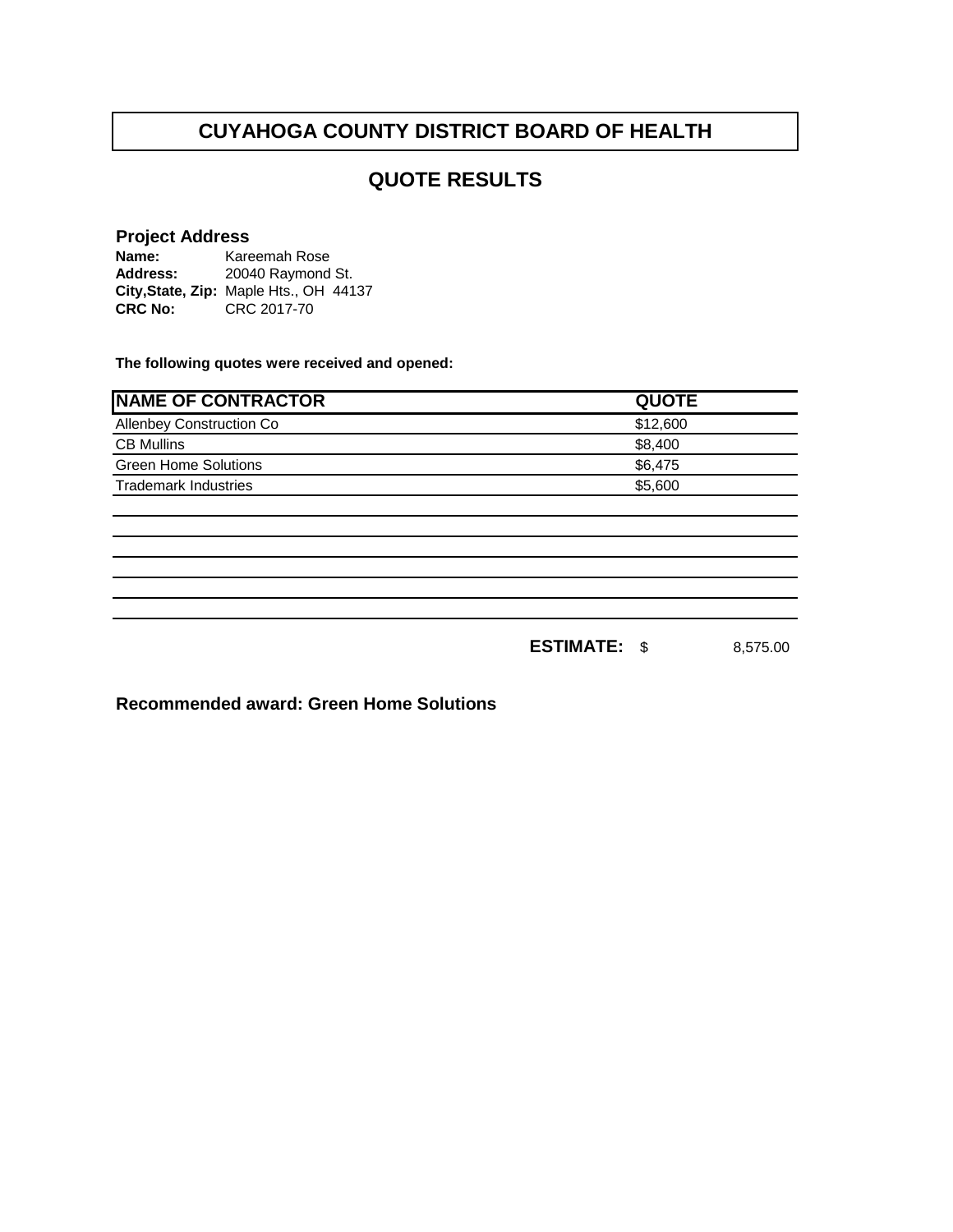# CUYAHOGA COUNTY DISTRICT BOARD OF HEALTH

## QUOTE RESULTS

**Project Address**

**Name:** Kareemah Rose
**Address:** 20040 Raymond St.
**City,State, Zip:** Maple Hts., OH 44137
**CRC No:** CRC 2017-70

**The following quotes were received and opened:**

| NAME OF CONTRACTOR | QUOTE |
|---|---|
| Allenbey Construction Co | $12,600 |
| CB Mullins | $8,400 |
| Green Home Solutions | $6,475 |
| Trademark Industries | $5,600 |
| | |
| | |
| | |
| | |
| | |
| | |

**ESTIMATE:** $ 8,575.00

**Recommended award: Green Home Solutions**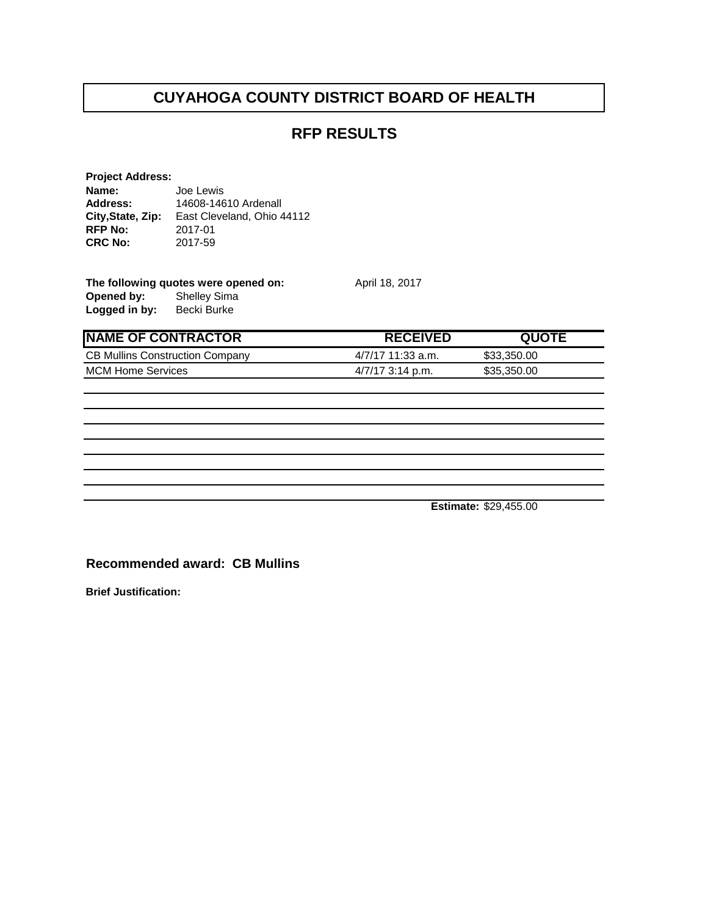# CUYAHOGA COUNTY DISTRICT BOARD OF HEALTH

## RFP RESULTS

**Project Address:**
**Name:** Joe Lewis
**Address:** 14608-14610 Ardenall
**City,State, Zip:** East Cleveland, Ohio 44112
**RFP No:** 2017-01
**CRC No:** 2017-59

**The following quotes were opened on:** April 18, 2017
**Opened by:** Shelley Sima
**Logged in by:** Becki Burke

| NAME OF CONTRACTOR | RECEIVED | QUOTE |
|---|---|---|
| CB Mullins Construction Company | 4/7/17 11:33 a.m. | $33,350.00 |
| MCM Home Services | 4/7/17 3:14 p.m. | $35,350.00 |
| | | |
| | | |
| | | |
| | | |
| | | |
| | | |
| | | |
| | **Estimate:** | $29,455.00 |

**Recommended award: CB Mullins**

**Brief Justification:**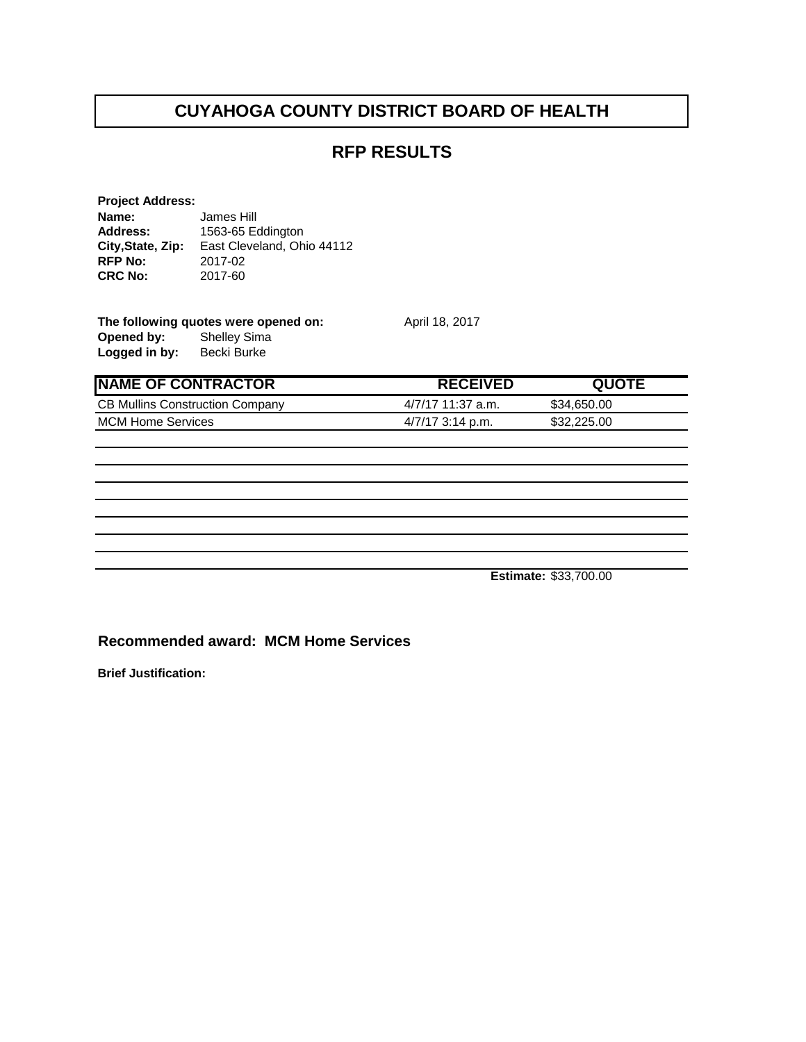# CUYAHOGA COUNTY DISTRICT BOARD OF HEALTH

## RFP RESULTS

**Project Address:**

| | |
|---|---|
| **Name:** | James Hill |
| **Address:** | 1563-65 Eddington |
| **City,State, Zip:** | East Cleveland, Ohio 44112 |
| **RFP No:** | 2017-02 |
| **CRC No:** | 2017-60 |

**The following quotes were opened on:** April 18, 2017
**Opened by:** Shelley Sima
**Logged in by:** Becki Burke

| NAME OF CONTRACTOR | RECEIVED | QUOTE |
|---|---|---|
| CB Mullins Construction Company | 4/7/17 11:37 a.m. | $34,650.00 |
| MCM Home Services | 4/7/17 3:14 p.m. | $32,225.00 |
| | | |
| | | |
| | | |
| | | |
| | | |
| | | |
| | | |
| | **Estimate:** | $33,700.00 |

**Recommended award: MCM Home Services**

**Brief Justification:**